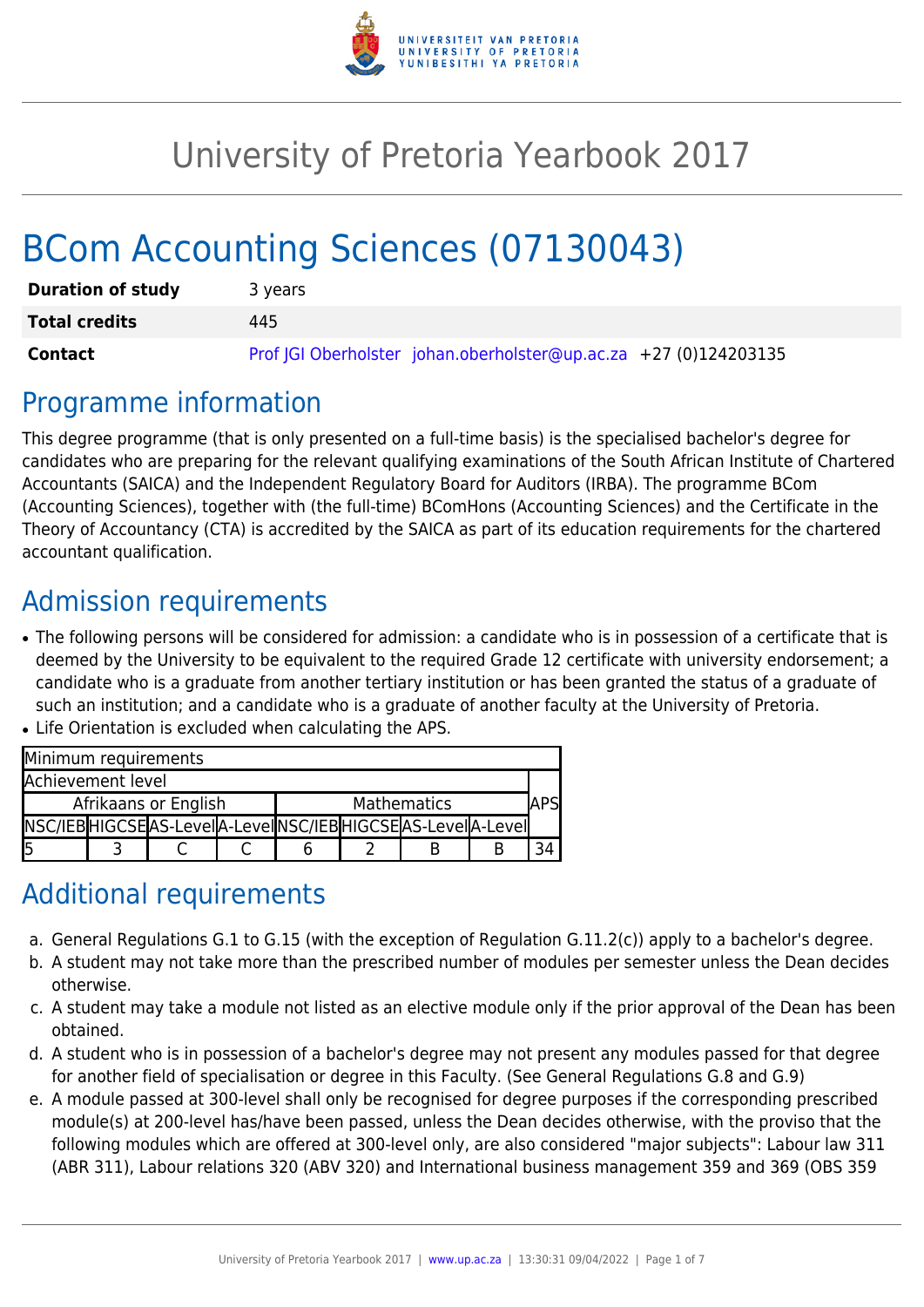# University of Pretoria Yearbook 2017

# BCom Accounting Sciences (07130043)

| | |
|---|---|
| **Duration of study** | 3 years |
| **Total credits** | 445 |
| **Contact** | Prof JGI Oberholster johan.oberholster@up.ac.za +27 (0)124203135 |

## Programme information

This degree programme (that is only presented on a full-time basis) is the specialised bachelor's degree for candidates who are preparing for the relevant qualifying examinations of the South African Institute of Chartered Accountants (SAICA) and the Independent Regulatory Board for Auditors (IRBA). The programme BCom (Accounting Sciences), together with (the full-time) BComHons (Accounting Sciences) and the Certificate in the Theory of Accountancy (CTA) is accredited by the SAICA as part of its education requirements for the chartered accountant qualification.

## Admission requirements

- The following persons will be considered for admission: a candidate who is in possession of a certificate that is deemed by the University to be equivalent to the required Grade 12 certificate with university endorsement; a candidate who is a graduate from another tertiary institution or has been granted the status of a graduate of such an institution; and a candidate who is a graduate of another faculty at the University of Pretoria.
- Life Orientation is excluded when calculating the APS.

| Minimum requirements | | | | | | | | |
|---|---|---|---|---|---|---|---|---|
| Achievement level | | | | | | | | APS |
| Afrikaans or English | | | | Mathematics | | | | |
| NSC/IEB | HIGCSE | AS-Level | A-Level | NSC/IEB | HIGCSE | AS-Level | A-Level | |
| 5 | 3 | C | C | 6 | 2 | B | B | 34 |

## Additional requirements

a. General Regulations G.1 to G.15 (with the exception of Regulation G.11.2(c)) apply to a bachelor's degree.
b. A student may not take more than the prescribed number of modules per semester unless the Dean decides otherwise.
c. A student may take a module not listed as an elective module only if the prior approval of the Dean has been obtained.
d. A student who is in possession of a bachelor's degree may not present any modules passed for that degree for another field of specialisation or degree in this Faculty. (See General Regulations G.8 and G.9)
e. A module passed at 300-level shall only be recognised for degree purposes if the corresponding prescribed module(s) at 200-level has/have been passed, unless the Dean decides otherwise, with the proviso that the following modules which are offered at 300-level only, are also considered "major subjects": Labour law 311 (ABR 311), Labour relations 320 (ABV 320) and International business management 359 and 369 (OBS 359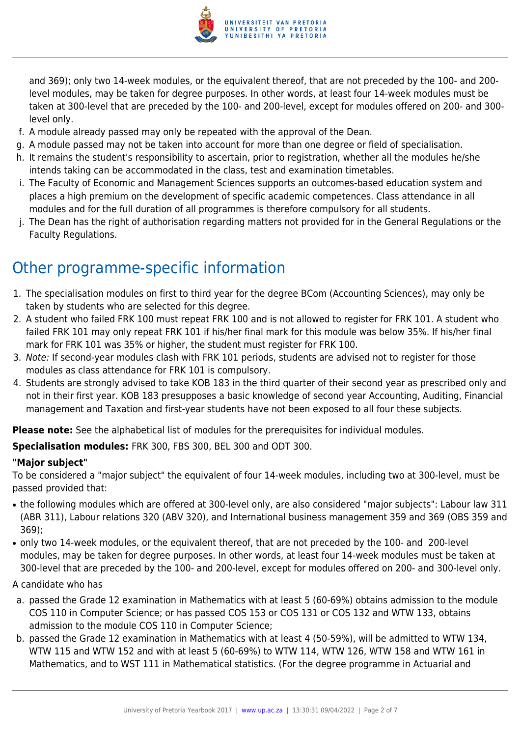and 369); only two 14-week modules, or the equivalent thereof, that are not preceded by the 100- and 200-level modules, may be taken for degree purposes. In other words, at least four 14-week modules must be taken at 300-level that are preceded by the 100- and 200-level, except for modules offered on 200- and 300-level only.

f. A module already passed may only be repeated with the approval of the Dean.
g. A module passed may not be taken into account for more than one degree or field of specialisation.
h. It remains the student's responsibility to ascertain, prior to registration, whether all the modules he/she intends taking can be accommodated in the class, test and examination timetables.
i. The Faculty of Economic and Management Sciences supports an outcomes-based education system and places a high premium on the development of specific academic competences. Class attendance in all modules and for the full duration of all programmes is therefore compulsory for all students.
j. The Dean has the right of authorisation regarding matters not provided for in the General Regulations or the Faculty Regulations.

## Other programme-specific information

1. The specialisation modules on first to third year for the degree BCom (Accounting Sciences), may only be taken by students who are selected for this degree.
2. A student who failed FRK 100 must repeat FRK 100 and is not allowed to register for FRK 101. A student who failed FRK 101 may only repeat FRK 101 if his/her final mark for this module was below 35%. If his/her final mark for FRK 101 was 35% or higher, the student must register for FRK 100.
3. *Note:* If second-year modules clash with FRK 101 periods, students are advised not to register for those modules as class attendance for FRK 101 is compulsory.
4. Students are strongly advised to take KOB 183 in the third quarter of their second year as prescribed only and not in their first year. KOB 183 presupposes a basic knowledge of second year Accounting, Auditing, Financial management and Taxation and first-year students have not been exposed to all four these subjects.

**Please note:** See the alphabetical list of modules for the prerequisites for individual modules.

**Specialisation modules:** FRK 300, FBS 300, BEL 300 and ODT 300.

**"Major subject"**

To be considered a "major subject" the equivalent of four 14-week modules, including two at 300-level, must be passed provided that:

- the following modules which are offered at 300-level only, are also considered "major subjects": Labour law 311 (ABR 311), Labour relations 320 (ABV 320), and International business management 359 and 369 (OBS 359 and 369);
- only two 14-week modules, or the equivalent thereof, that are not preceded by the 100- and 200-level modules, may be taken for degree purposes. In other words, at least four 14-week modules must be taken at 300-level that are preceded by the 100- and 200-level, except for modules offered on 200- and 300-level only.

A candidate who has

a. passed the Grade 12 examination in Mathematics with at least 5 (60-69%) obtains admission to the module COS 110 in Computer Science; or has passed COS 153 or COS 131 or COS 132 and WTW 133, obtains admission to the module COS 110 in Computer Science;
b. passed the Grade 12 examination in Mathematics with at least 4 (50-59%), will be admitted to WTW 134, WTW 115 and WTW 152 and with at least 5 (60-69%) to WTW 114, WTW 126, WTW 158 and WTW 161 in Mathematics, and to WST 111 in Mathematical statistics. (For the degree programme in Actuarial and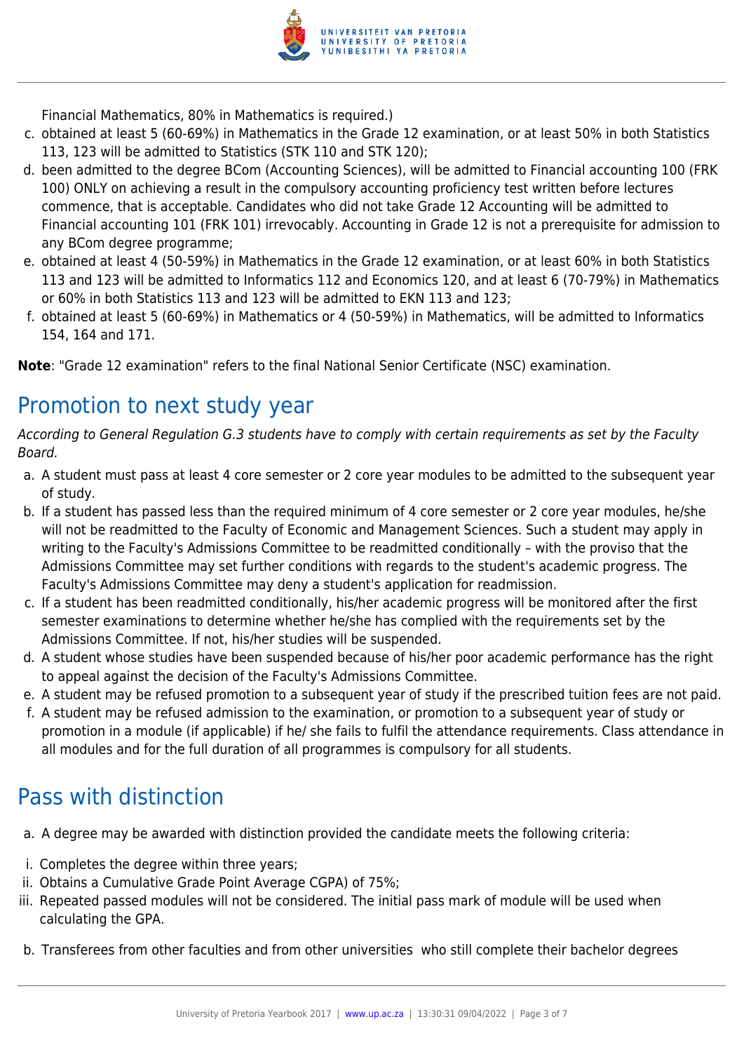Financial Mathematics, 80% in Mathematics is required.)

c. obtained at least 5 (60-69%) in Mathematics in the Grade 12 examination, or at least 50% in both Statistics 113, 123 will be admitted to Statistics (STK 110 and STK 120);
d. been admitted to the degree BCom (Accounting Sciences), will be admitted to Financial accounting 100 (FRK 100) ONLY on achieving a result in the compulsory accounting proficiency test written before lectures commence, that is acceptable. Candidates who did not take Grade 12 Accounting will be admitted to Financial accounting 101 (FRK 101) irrevocably. Accounting in Grade 12 is not a prerequisite for admission to any BCom degree programme;
e. obtained at least 4 (50-59%) in Mathematics in the Grade 12 examination, or at least 60% in both Statistics 113 and 123 will be admitted to Informatics 112 and Economics 120, and at least 6 (70-79%) in Mathematics or 60% in both Statistics 113 and 123 will be admitted to EKN 113 and 123;
f. obtained at least 5 (60-69%) in Mathematics or 4 (50-59%) in Mathematics, will be admitted to Informatics 154, 164 and 171.

**Note**: "Grade 12 examination" refers to the final National Senior Certificate (NSC) examination.

## Promotion to next study year

*According to General Regulation G.3 students have to comply with certain requirements as set by the Faculty Board.*

a. A student must pass at least 4 core semester or 2 core year modules to be admitted to the subsequent year of study.
b. If a student has passed less than the required minimum of 4 core semester or 2 core year modules, he/she will not be readmitted to the Faculty of Economic and Management Sciences. Such a student may apply in writing to the Faculty's Admissions Committee to be readmitted conditionally – with the proviso that the Admissions Committee may set further conditions with regards to the student's academic progress. The Faculty's Admissions Committee may deny a student's application for readmission.
c. If a student has been readmitted conditionally, his/her academic progress will be monitored after the first semester examinations to determine whether he/she has complied with the requirements set by the Admissions Committee. If not, his/her studies will be suspended.
d. A student whose studies have been suspended because of his/her poor academic performance has the right to appeal against the decision of the Faculty's Admissions Committee.
e. A student may be refused promotion to a subsequent year of study if the prescribed tuition fees are not paid.
f. A student may be refused admission to the examination, or promotion to a subsequent year of study or promotion in a module (if applicable) if he/ she fails to fulfil the attendance requirements. Class attendance in all modules and for the full duration of all programmes is compulsory for all students.

## Pass with distinction

a. A degree may be awarded with distinction provided the candidate meets the following criteria:

i. Completes the degree within three years;
ii. Obtains a Cumulative Grade Point Average CGPA) of 75%;
iii. Repeated passed modules will not be considered. The initial pass mark of module will be used when calculating the GPA.

b. Transferees from other faculties and from other universities who still complete their bachelor degrees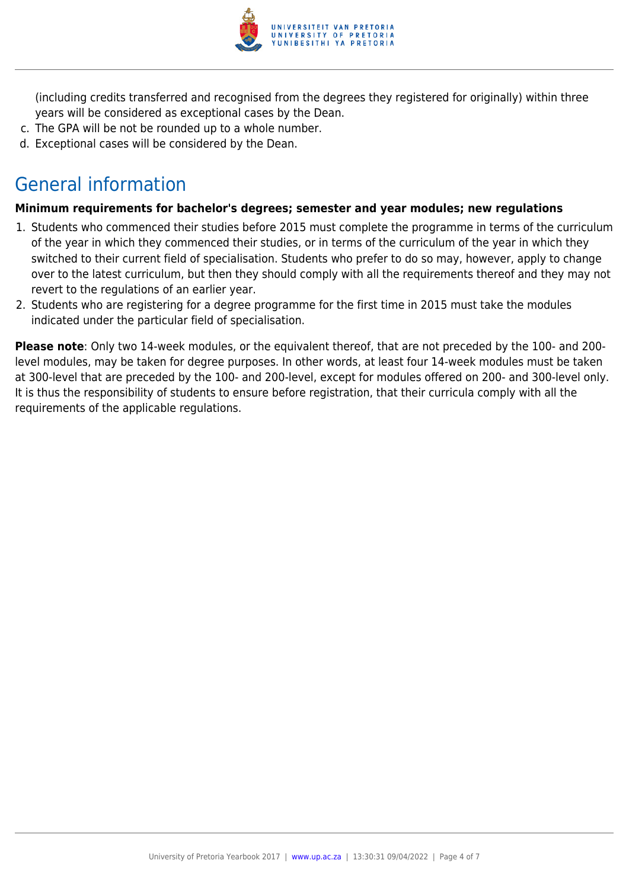(including credits transferred and recognised from the degrees they registered for originally) within three years will be considered as exceptional cases by the Dean.

c. The GPA will be not be rounded up to a whole number.
d. Exceptional cases will be considered by the Dean.

## General information

**Minimum requirements for bachelor's degrees; semester and year modules; new regulations**

1. Students who commenced their studies before 2015 must complete the programme in terms of the curriculum of the year in which they commenced their studies, or in terms of the curriculum of the year in which they switched to their current field of specialisation. Students who prefer to do so may, however, apply to change over to the latest curriculum, but then they should comply with all the requirements thereof and they may not revert to the regulations of an earlier year.
2. Students who are registering for a degree programme for the first time in 2015 must take the modules indicated under the particular field of specialisation.

**Please note**: Only two 14-week modules, or the equivalent thereof, that are not preceded by the 100- and 200-level modules, may be taken for degree purposes. In other words, at least four 14-week modules must be taken at 300-level that are preceded by the 100- and 200-level, except for modules offered on 200- and 300-level only. It is thus the responsibility of students to ensure before registration, that their curricula comply with all the requirements of the applicable regulations.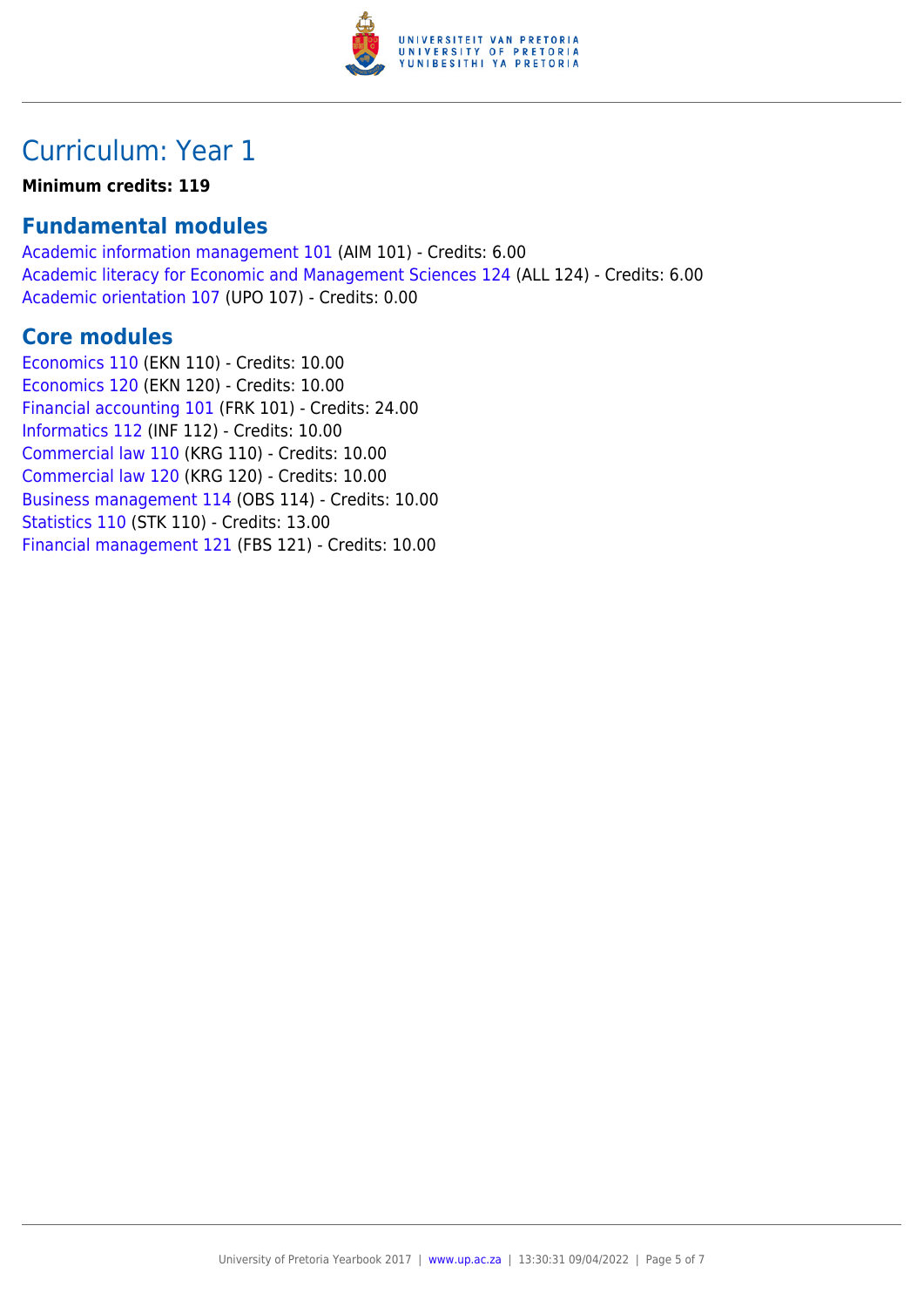# Curriculum: Year 1

**Minimum credits: 119**

## Fundamental modules

Academic information management 101 (AIM 101) - Credits: 6.00
Academic literacy for Economic and Management Sciences 124 (ALL 124) - Credits: 6.00
Academic orientation 107 (UPO 107) - Credits: 0.00

## Core modules

Economics 110 (EKN 110) - Credits: 10.00
Economics 120 (EKN 120) - Credits: 10.00
Financial accounting 101 (FRK 101) - Credits: 24.00
Informatics 112 (INF 112) - Credits: 10.00
Commercial law 110 (KRG 110) - Credits: 10.00
Commercial law 120 (KRG 120) - Credits: 10.00
Business management 114 (OBS 114) - Credits: 10.00
Statistics 110 (STK 110) - Credits: 13.00
Financial management 121 (FBS 121) - Credits: 10.00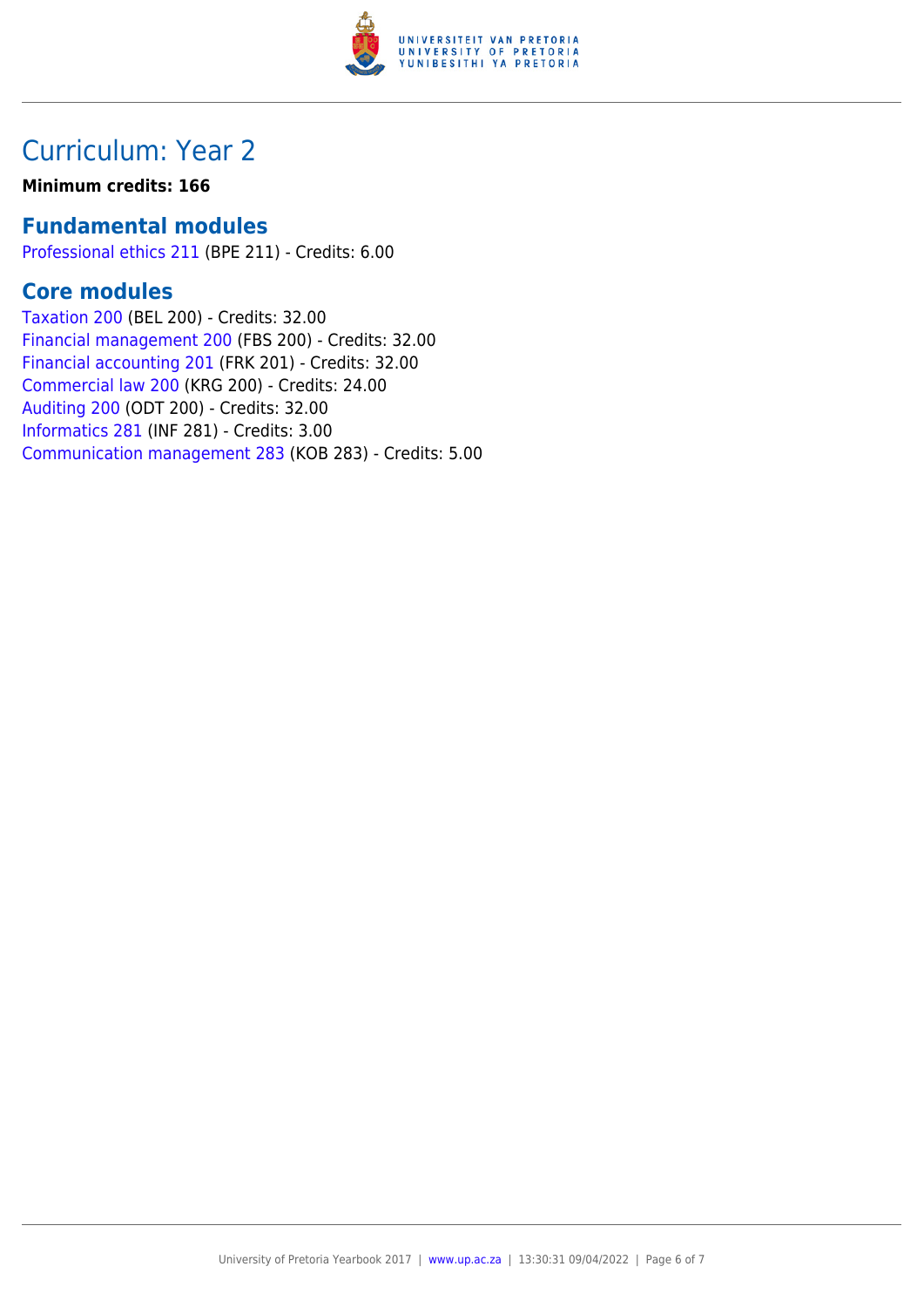# Curriculum: Year 2

**Minimum credits: 166**

## Fundamental modules

Professional ethics 211 (BPE 211) - Credits: 6.00

## Core modules

Taxation 200 (BEL 200) - Credits: 32.00
Financial management 200 (FBS 200) - Credits: 32.00
Financial accounting 201 (FRK 201) - Credits: 32.00
Commercial law 200 (KRG 200) - Credits: 24.00
Auditing 200 (ODT 200) - Credits: 32.00
Informatics 281 (INF 281) - Credits: 3.00
Communication management 283 (KOB 283) - Credits: 5.00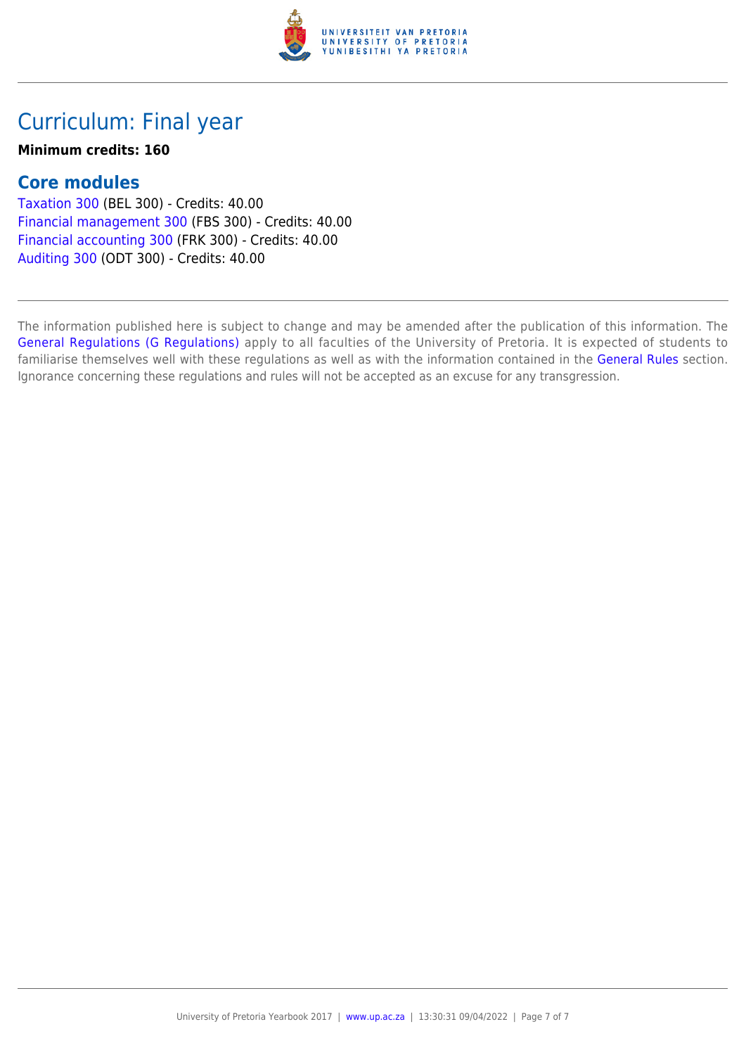## Curriculum: Final year

**Minimum credits: 160**

### Core modules

Taxation 300 (BEL 300) - Credits: 40.00
Financial management 300 (FBS 300) - Credits: 40.00
Financial accounting 300 (FRK 300) - Credits: 40.00
Auditing 300 (ODT 300) - Credits: 40.00

---

The information published here is subject to change and may be amended after the publication of this information. The General Regulations (G Regulations) apply to all faculties of the University of Pretoria. It is expected of students to familiarise themselves well with these regulations as well as with the information contained in the General Rules section. Ignorance concerning these regulations and rules will not be accepted as an excuse for any transgression.